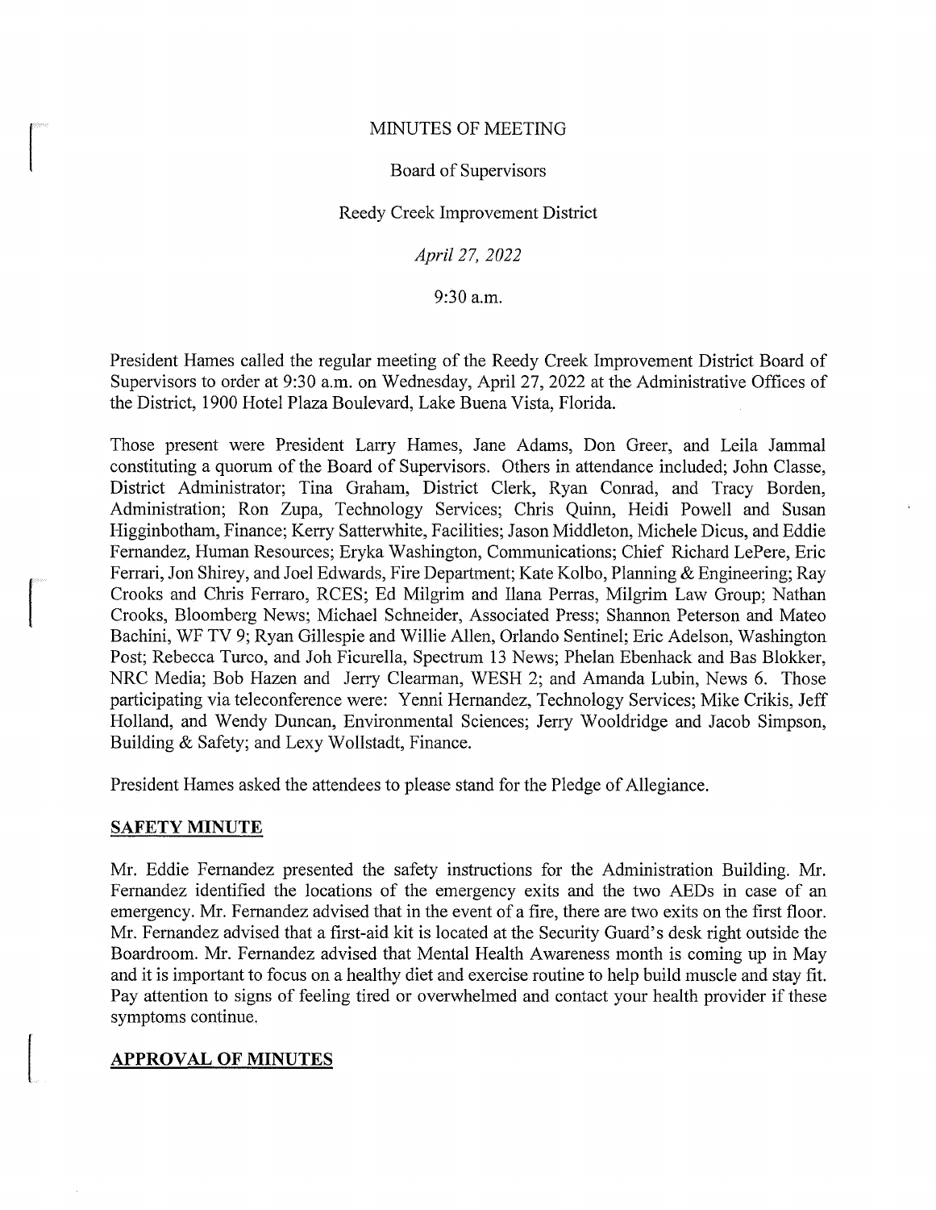MINUTES OF MEETING

Board of Supervisors

Reedy Creek Improvement District

*April 27, 2022*

9:30 a.m.

President Hames called the regular meeting of the Reedy Creek Improvement District Board of Supervisors to order at 9:30 a.m. on Wednesday, April 27, 2022 at the Administrative Offices of the District, 1900 Hotel Plaza Boulevard, Lake Buena Vista, Florida.

Those present were President Larry Hames, Jane Adams, Don Greer, and Leila Jammal constituting a quorum of the Board of Supervisors. Others in attendance included; John Classe, District Administrator; Tina Graham, District Clerk, Ryan Conrad, and Tracy Borden, Administration; Ron Zupa, Technology Services; Chris Quinn, Heidi Powell and Susan Higginbotham, Finance; Kerry Satterwhite, Facilities; Jason Middleton, Michele Dicus, and Eddie Fernandez, Human Resources; Eryka Washington, Communications; Chief Richard LePere, Eric Ferrari, Jon Shirey, and Joel Edwards, Fire Department; Kate Kolbo, Planning & Engineering; Ray Crooks and Chris Ferraro, RCES; Ed Milgrim and Ilana Perras, Milgrim Law Group; Nathan Crooks, Bloomberg News; Michael Schneider, Associated Press; Shannon Peterson and Mateo Bachini, WF TV 9; Ryan Gillespie and Willie Allen, Orlando Sentinel; Eric Adelson, Washington Post; Rebecca Turco, and Joh Ficurella, Spectrum 13 News; Phelan Ebenhack and Bas Blokker, NRC Media; Bob Hazen and Jerry Clearman, WESH 2; and Amanda Lubin, News 6. Those participating via teleconference were: Yenni Hernandez, Technology Services; Mike Crikis, Jeff Holland, and Wendy Duncan, Environmental Sciences; Jerry Wooldridge and Jacob Simpson, Building & Safety; and Lexy Wollstadt, Finance.

President Hames asked the attendees to please stand for the Pledge of Allegiance.

## SAFETY MINUTE

Mr. Eddie Fernandez presented the safety instructions for the Administration Building. Mr. Fernandez identified the locations of the emergency exits and the two AEDs in case of an emergency. Mr. Fernandez advised that in the event of a fire, there are two exits on the first floor. Mr. Fernandez advised that a first-aid kit is located at the Security Guard's desk right outside the Boardroom. Mr. Fernandez advised that Mental Health Awareness month is coming up in May and it is important to focus on a healthy diet and exercise routine to help build muscle and stay fit. Pay attention to signs of feeling tired or overwhelmed and contact your health provider if these symptoms continue.

## APPROVAL OF MINUTES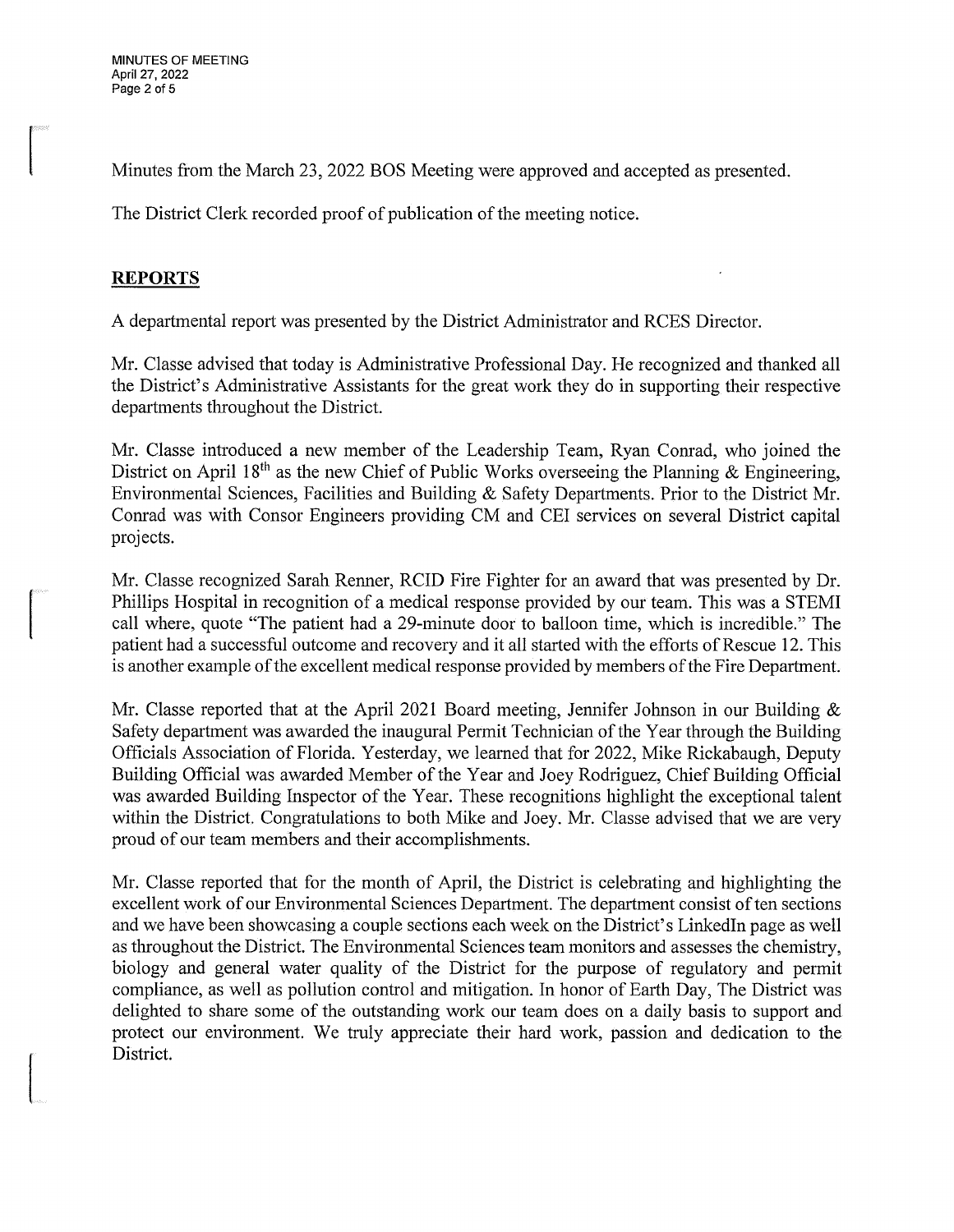Minutes from the March 23, 2022 BOS Meeting were approved and accepted as presented.

The District Clerk recorded proof of publication of the meeting notice.

## REPORTS

A departmental report was presented by the District Administrator and RCES Director.

Mr. Classe advised that today is Administrative Professional Day. He recognized and thanked all the District's Administrative Assistants for the great work they do in supporting their respective departments throughout the District.

Mr. Classe introduced a new member of the Leadership Team, Ryan Conrad, who joined the District on April 18th as the new Chief of Public Works overseeing the Planning & Engineering, Environmental Sciences, Facilities and Building & Safety Departments. Prior to the District Mr. Conrad was with Consor Engineers providing CM and CEI services on several District capital projects.

Mr. Classe recognized Sarah Renner, RCID Fire Fighter for an award that was presented by Dr. Phillips Hospital in recognition of a medical response provided by our team. This was a STEMI call where, quote "The patient had a 29-minute door to balloon time, which is incredible." The patient had a successful outcome and recovery and it all started with the efforts of Rescue 12. This is another example of the excellent medical response provided by members of the Fire Department.

Mr. Classe reported that at the April 2021 Board meeting, Jennifer Johnson in our Building & Safety department was awarded the inaugural Permit Technician of the Year through the Building Officials Association of Florida. Yesterday, we learned that for 2022, Mike Rickabaugh, Deputy Building Official was awarded Member of the Year and Joey Rodriguez, Chief Building Official was awarded Building Inspector of the Year. These recognitions highlight the exceptional talent within the District. Congratulations to both Mike and Joey. Mr. Classe advised that we are very proud of our team members and their accomplishments.

Mr. Classe reported that for the month of April, the District is celebrating and highlighting the excellent work of our Environmental Sciences Department. The department consist of ten sections and we have been showcasing a couple sections each week on the District's LinkedIn page as well as throughout the District. The Environmental Sciences team monitors and assesses the chemistry, biology and general water quality of the District for the purpose of regulatory and permit compliance, as well as pollution control and mitigation. In honor of Earth Day, The District was delighted to share some of the outstanding work our team does on a daily basis to support and protect our environment. We truly appreciate their hard work, passion and dedication to the District.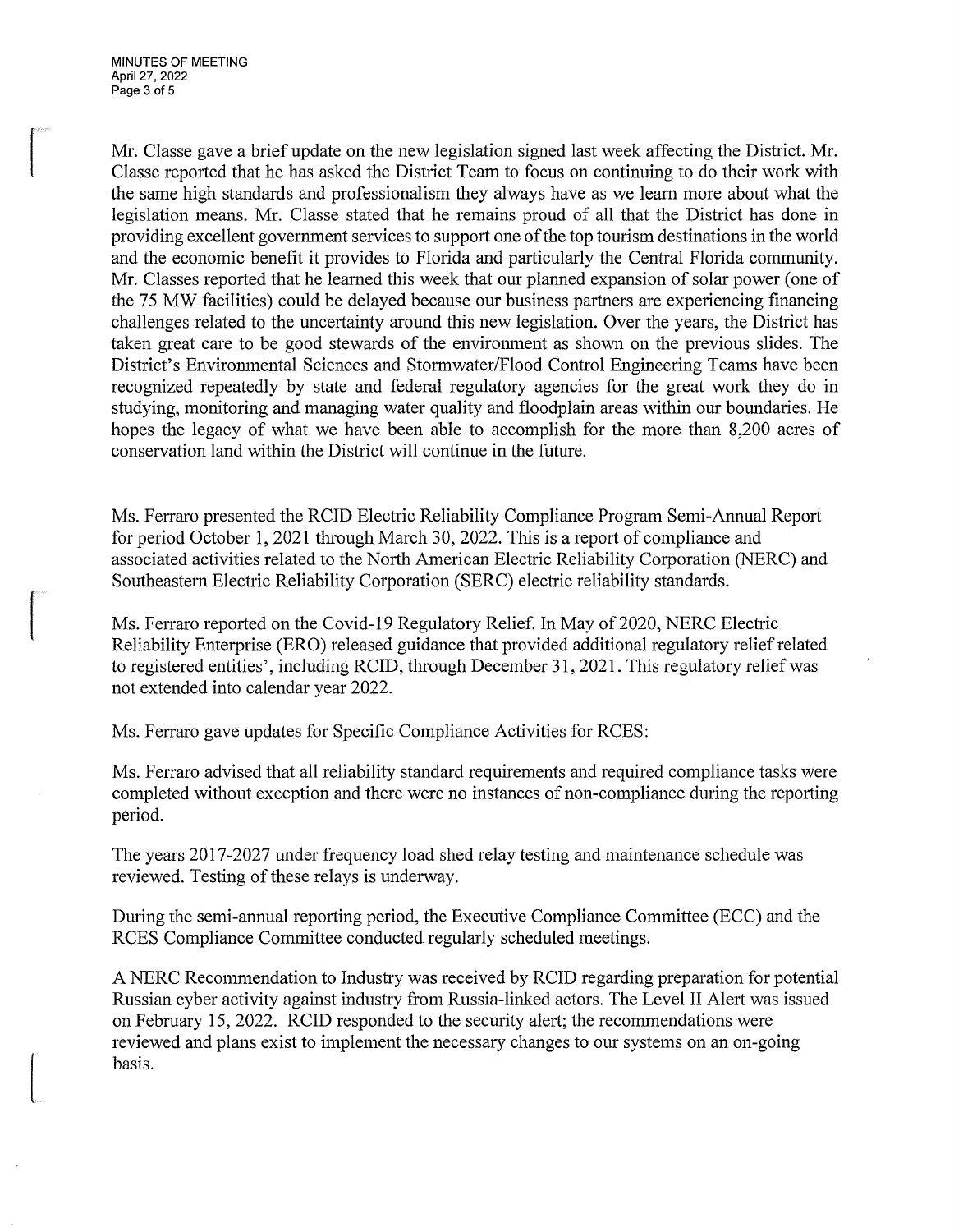Mr. Classe gave a brief update on the new legislation signed last week affecting the District. Mr. Classe reported that he has asked the District Team to focus on continuing to do their work with the same high standards and professionalism they always have as we learn more about what the legislation means. Mr. Classe stated that he remains proud of all that the District has done in providing excellent government services to support one of the top tourism destinations in the world and the economic benefit it provides to Florida and particularly the Central Florida community. Mr. Classes reported that he learned this week that our planned expansion of solar power (one of the 75 MW facilities) could be delayed because our business partners are experiencing financing challenges related to the uncertainty around this new legislation. Over the years, the District has taken great care to be good stewards of the environment as shown on the previous slides. The District's Environmental Sciences and Stormwater/Flood Control Engineering Teams have been recognized repeatedly by state and federal regulatory agencies for the great work they do in studying, monitoring and managing water quality and floodplain areas within our boundaries. He hopes the legacy of what we have been able to accomplish for the more than 8,200 acres of conservation land within the District will continue in the future.

Ms. Ferraro presented the RCID Electric Reliability Compliance Program Semi-Annual Report for period October 1, 2021 through March 30, 2022. This is a report of compliance and associated activities related to the North American Electric Reliability Corporation (NERC) and Southeastern Electric Reliability Corporation (SERC) electric reliability standards.

Ms. Ferraro reported on the Covid-19 Regulatory Relief. In May of 2020, NERC Electric Reliability Enterprise (ERO) released guidance that provided additional regulatory relief related to registered entities', including RCID, through December 31, 2021. This regulatory relief was not extended into calendar year 2022.

Ms. Ferraro gave updates for Specific Compliance Activities for RCES:

Ms. Ferraro advised that all reliability standard requirements and required compliance tasks were completed without exception and there were no instances of non-compliance during the reporting period.

The years 2017-2027 under frequency load shed relay testing and maintenance schedule was reviewed. Testing of these relays is underway.

During the semi-annual reporting period, the Executive Compliance Committee (ECC) and the RCES Compliance Committee conducted regularly scheduled meetings.

A NERC Recommendation to Industry was received by RCID regarding preparation for potential Russian cyber activity against industry from Russia-linked actors. The Level II Alert was issued on February 15, 2022. RCID responded to the security alert; the recommendations were reviewed and plans exist to implement the necessary changes to our systems on an on-going basis.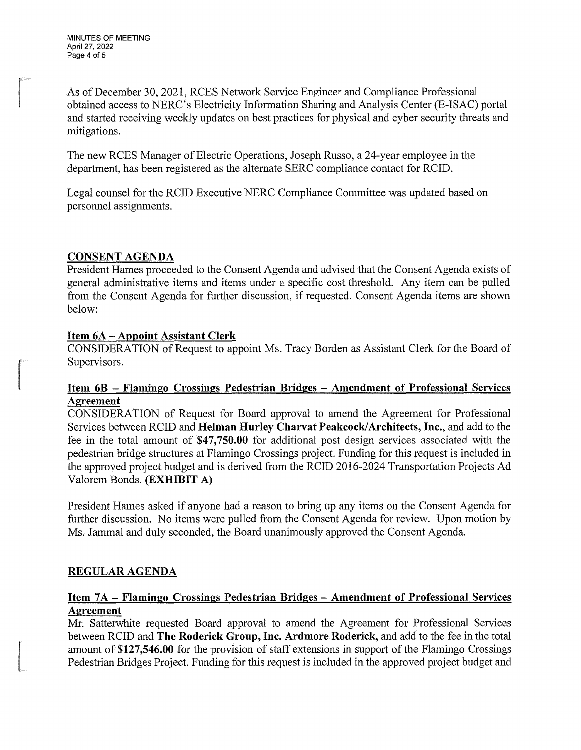As of December 30, 2021, RCES Network Service Engineer and Compliance Professional obtained access to NERC's Electricity Information Sharing and Analysis Center (E-ISAC) portal and started receiving weekly updates on best practices for physical and cyber security threats and mitigations.

The new RCES Manager of Electric Operations, Joseph Russo, a 24-year employee in the department, has been registered as the alternate SERC compliance contact for RCID.

Legal counsel for the RCID Executive NERC Compliance Committee was updated based on personnel assignments.

## CONSENT AGENDA

President Hames proceeded to the Consent Agenda and advised that the Consent Agenda exists of general administrative items and items under a specific cost threshold. Any item can be pulled from the Consent Agenda for further discussion, if requested. Consent Agenda items are shown below:

### Item 6A – Appoint Assistant Clerk

CONSIDERATION of Request to appoint Ms. Tracy Borden as Assistant Clerk for the Board of Supervisors.

### Item 6B – Flamingo Crossings Pedestrian Bridges – Amendment of Professional Services Agreement

CONSIDERATION of Request for Board approval to amend the Agreement for Professional Services between RCID and **Helman Hurley Charvat Peakcock/Architects, Inc.**, and add to the fee in the total amount of **$47,750.00** for additional post design services associated with the pedestrian bridge structures at Flamingo Crossings project. Funding for this request is included in the approved project budget and is derived from the RCID 2016-2024 Transportation Projects Ad Valorem Bonds. **(EXHIBIT A)**

President Hames asked if anyone had a reason to bring up any items on the Consent Agenda for further discussion. No items were pulled from the Consent Agenda for review. Upon motion by Ms. Jammal and duly seconded, the Board unanimously approved the Consent Agenda.

## REGULAR AGENDA

### Item 7A – Flamingo Crossings Pedestrian Bridges – Amendment of Professional Services Agreement

Mr. Satterwhite requested Board approval to amend the Agreement for Professional Services between RCID and **The Roderick Group, Inc. Ardmore Roderick**, and add to the fee in the total amount of **$127,546.00** for the provision of staff extensions in support of the Flamingo Crossings Pedestrian Bridges Project. Funding for this request is included in the approved project budget and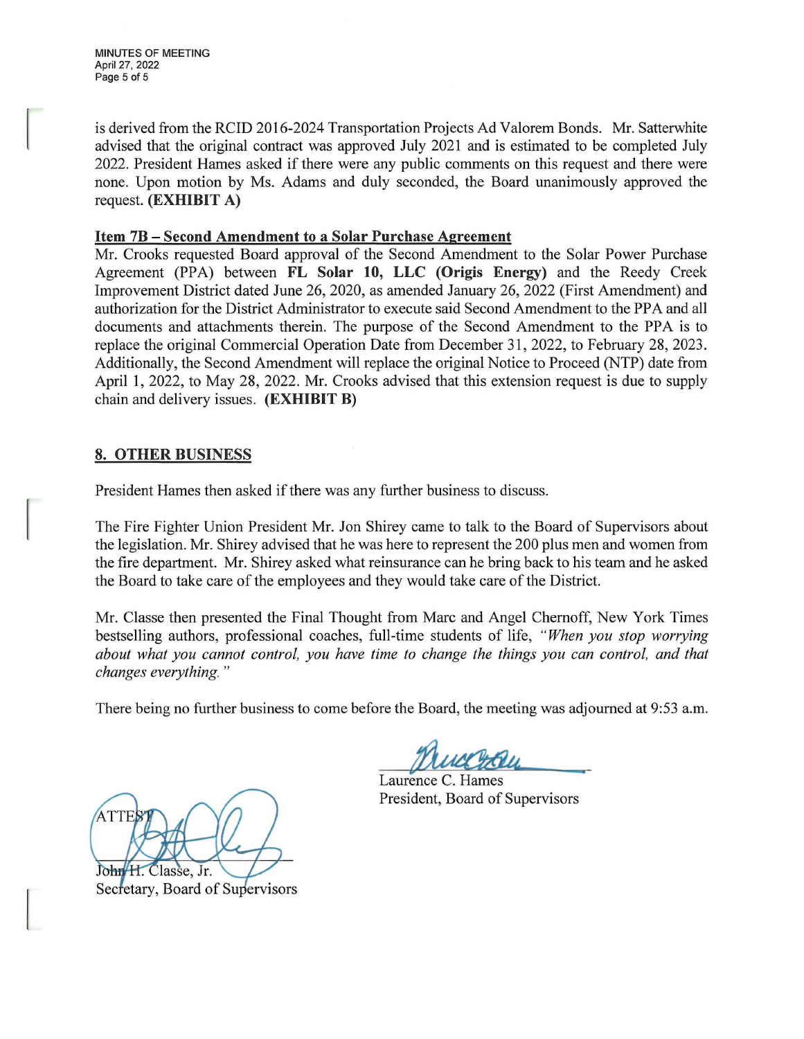is derived from the RCID 2016-2024 Transportation Projects Ad Valorem Bonds. Mr. Satterwhite advised that the original contract was approved July 2021 and is estimated to be completed July 2022. President Hames asked if there were any public comments on this request and there were none. Upon motion by Ms. Adams and duly seconded, the Board unanimously approved the request. **(EXHIBIT A)**

**Item 7B – Second Amendment to a Solar Purchase Agreement**

Mr. Crooks requested Board approval of the Second Amendment to the Solar Power Purchase Agreement (PPA) between **FL Solar 10, LLC (Origis Energy)** and the Reedy Creek Improvement District dated June 26, 2020, as amended January 26, 2022 (First Amendment) and authorization for the District Administrator to execute said Second Amendment to the PPA and all documents and attachments therein. The purpose of the Second Amendment to the PPA is to replace the original Commercial Operation Date from December 31, 2022, to February 28, 2023. Additionally, the Second Amendment will replace the original Notice to Proceed (NTP) date from April 1, 2022, to May 28, 2022. Mr. Crooks advised that this extension request is due to supply chain and delivery issues. **(EXHIBIT B)**

## 8. OTHER BUSINESS

President Hames then asked if there was any further business to discuss.

The Fire Fighter Union President Mr. Jon Shirey came to talk to the Board of Supervisors about the legislation. Mr. Shirey advised that he was here to represent the 200 plus men and women from the fire department. Mr. Shirey asked what reinsurance can he bring back to his team and he asked the Board to take care of the employees and they would take care of the District.

Mr. Classe then presented the Final Thought from Marc and Angel Chernoff, New York Times bestselling authors, professional coaches, full-time students of life, *"When you stop worrying about what you cannot control, you have time to change the things you can control, and that changes everything."*

There being no further business to come before the Board, the meeting was adjourned at 9:53 a.m.

Laurence C. Hames
President, Board of Supervisors

ATTEST

John H. Classe, Jr.
Secretary, Board of Supervisors